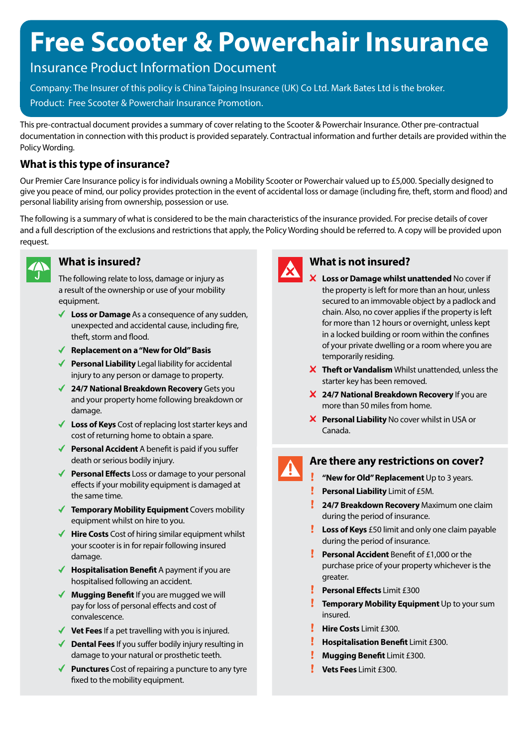# Free Scooter & Powerchair Insurance

## Insurance Product Information Document

Company: The Insurer of this policy is China Taiping Insurance (UK) Co Ltd. Mark Bates Ltd is the broker.

Product: Free Scooter & Powerchair Insurance Promotion.

This pre-contractual document provides a summary of cover relating to the Scooter & Powerchair Insurance. Other pre-contractual documentation in connection with this product is provided separately. Contractual information and further details are provided within the Policy Wording.

## What is this type of insurance?

Our Premier Care Insurance policy is for individuals owning a Mobility Scooter or Powerchair valued up to £5,000. Specially designed to give you peace of mind, our policy provides protection in the event of accidental loss or damage (including fire, theft, storm and flood) and personal liability arising from ownership, possession or use.

The following is a summary of what is considered to be the main characteristics of the insurance provided. For precise details of cover and a full description of the exclusions and restrictions that apply, the Policy Wording should be referred to. A copy will be provided upon request.

### What is insured?

The following relate to loss, damage or injury as a result of the ownership or use of your mobility equipment.

- ✔ **Loss or Damage** As a consequence of any sudden, unexpected and accidental cause, including fire, theft, storm and flood.
- ✔ **Replacement on a "New for Old" Basis**
- ✔ **Personal Liability** Legal liability for accidental injury to any person or damage to property.
- ✔ **24/7 National Breakdown Recovery** Gets you and your property home following breakdown or damage.
- ✔ **Loss of Keys** Cost of replacing lost starter keys and cost of returning home to obtain a spare.
- ✔ **Personal Accident** A benefit is paid if you suffer death or serious bodily injury.
- ✔ **Personal Effects** Loss or damage to your personal effects if your mobility equipment is damaged at the same time.
- ✔ **Temporary Mobility Equipment** Covers mobility equipment whilst on hire to you.
- ✔ **Hire Costs** Cost of hiring similar equipment whilst your scooter is in for repair following insured damage.
- ✔ **Hospitalisation Benefit** A payment if you are hospitalised following an accident.
- ✔ **Mugging Benefit** If you are mugged we will pay for loss of personal effects and cost of convalescence.
- ✔ **Vet Fees** If a pet travelling with you is injured.
- ✔ **Dental Fees** If you suffer bodily injury resulting in damage to your natural or prosthetic teeth.
- ✔ **Punctures** Cost of repairing a puncture to any tyre fixed to the mobility equipment.

### What is not insured?

- ✘ **Loss or Damage whilst unattended** No cover if the property is left for more than an hour, unless secured to an immovable object by a padlock and chain. Also, no cover applies if the property is left for more than 12 hours or overnight, unless kept in a locked building or room within the confines of your private dwelling or a room where you are temporarily residing.
- ✘ **Theft or Vandalism** Whilst unattended, unless the starter key has been removed.
- ✘ **24/7 National Breakdown Recovery** If you are more than 50 miles from home.
- ✘ **Personal Liability** No cover whilst in USA or Canada.

### Are there any restrictions on cover?

- ! **"New for Old" Replacement** Up to 3 years.
- ! **Personal Liability** Limit of £5M.
- ! **24/7 Breakdown Recovery** Maximum one claim during the period of insurance.
- ! **Loss of Keys** £50 limit and only one claim payable during the period of insurance.
- ! **Personal Accident** Benefit of £1,000 or the purchase price of your property whichever is the greater.
- ! **Personal Effects** Limit £300
- ! **Temporary Mobility Equipment** Up to your sum insured.
- ! **Hire Costs** Limit £300.
- ! **Hospitalisation Benefit** Limit £300.
- ! **Mugging Benefit** Limit £300.
- ! **Vets Fees** Limit £300.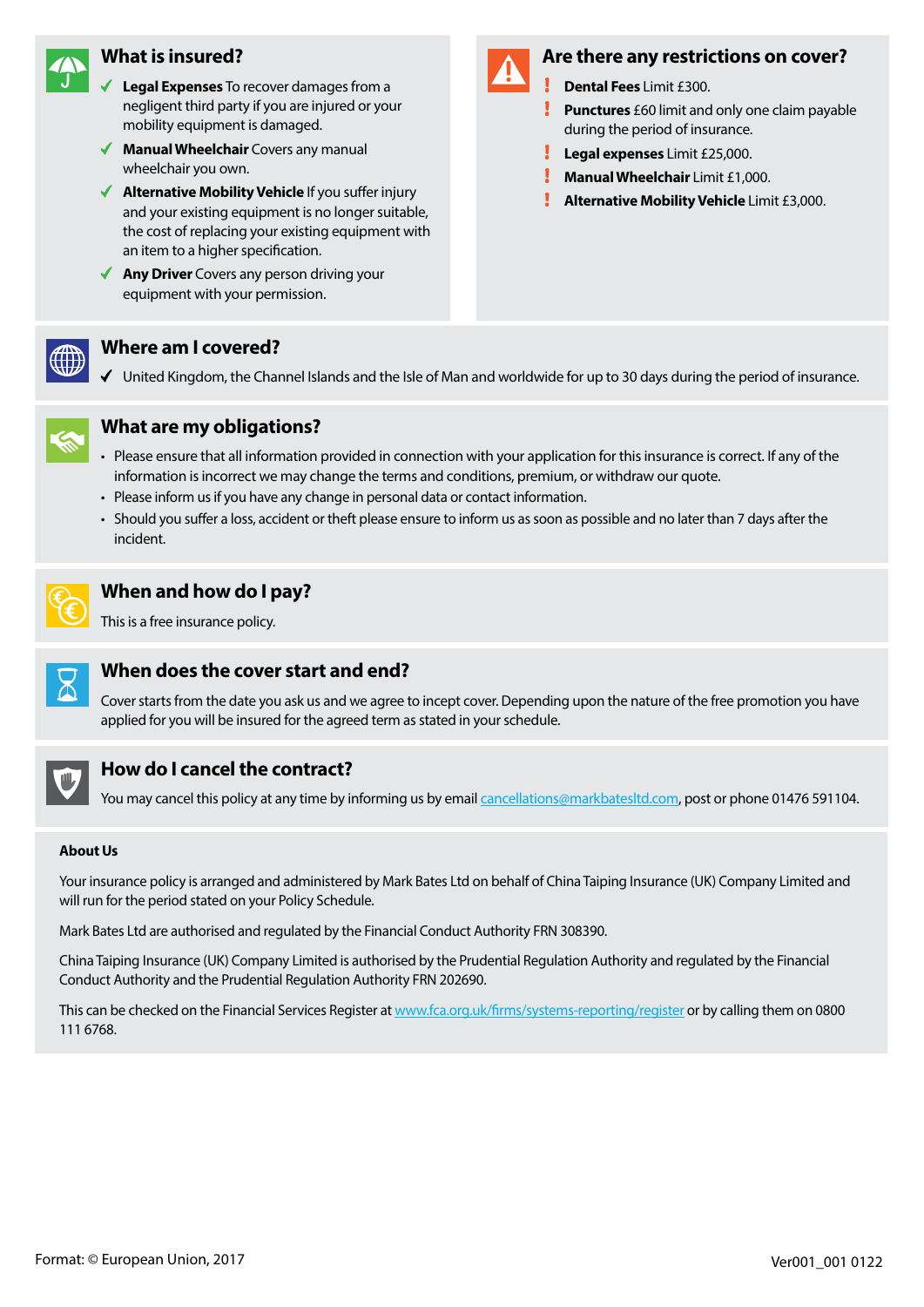## What is insured?

- ✓ **Legal Expenses** To recover damages from a negligent third party if you are injured or your mobility equipment is damaged.
- ✓ **Manual Wheelchair** Covers any manual wheelchair you own.
- ✓ **Alternative Mobility Vehicle** If you suffer injury and your existing equipment is no longer suitable, the cost of replacing your existing equipment with an item to a higher specification.
- ✓ **Any Driver** Covers any person driving your equipment with your permission.

## Are there any restrictions on cover?

- ! **Dental Fees** Limit £300.
- ! **Punctures** £60 limit and only one claim payable during the period of insurance.
- ! **Legal expenses** Limit £25,000.
- ! **Manual Wheelchair** Limit £1,000.
- ! **Alternative Mobility Vehicle** Limit £3,000.

## Where am I covered?

- ✓ United Kingdom, the Channel Islands and the Isle of Man and worldwide for up to 30 days during the period of insurance.

## What are my obligations?

- Please ensure that all information provided in connection with your application for this insurance is correct. If any of the information is incorrect we may change the terms and conditions, premium, or withdraw our quote.
- Please inform us if you have any change in personal data or contact information.
- Should you suffer a loss, accident or theft please ensure to inform us as soon as possible and no later than 7 days after the incident.

## When and how do I pay?

This is a free insurance policy.

## When does the cover start and end?

Cover starts from the date you ask us and we agree to incept cover. Depending upon the nature of the free promotion you have applied for you will be insured for the agreed term as stated in your schedule.

## How do I cancel the contract?

You may cancel this policy at any time by informing us by email cancellations@markbatesltd.com, post or phone 01476 591104.

**About Us**

Your insurance policy is arranged and administered by Mark Bates Ltd on behalf of China Taiping Insurance (UK) Company Limited and will run for the period stated on your Policy Schedule.

Mark Bates Ltd are authorised and regulated by the Financial Conduct Authority FRN 308390.

China Taiping Insurance (UK) Company Limited is authorised by the Prudential Regulation Authority and regulated by the Financial Conduct Authority and the Prudential Regulation Authority FRN 202690.

This can be checked on the Financial Services Register at www.fca.org.uk/firms/systems-reporting/register or by calling them on 0800 111 6768.

Format: © European Union, 2017

Ver001_001 0122